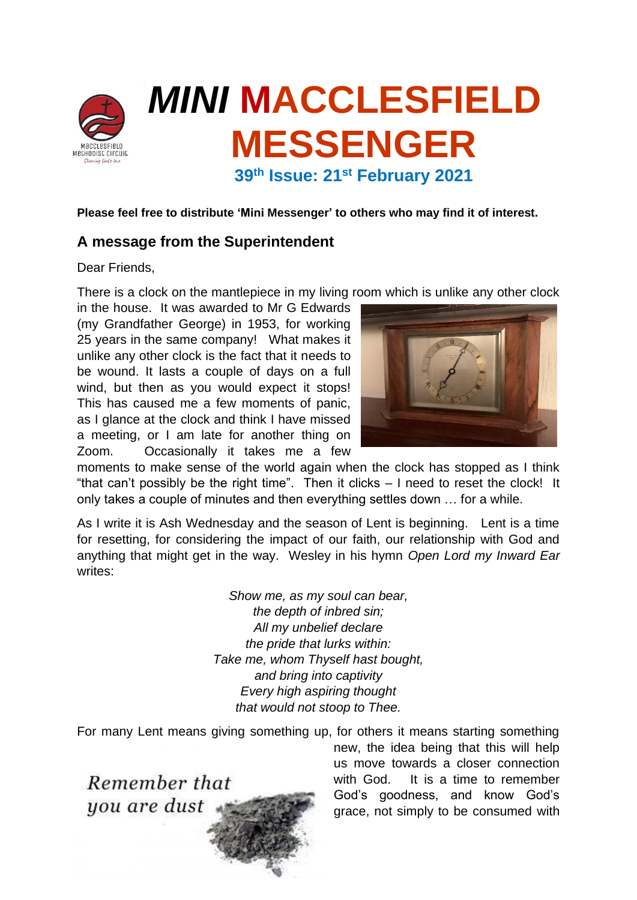# *MINI* MACCLESFIELD MESSENGER

**39th Issue: 21st February 2021**

**Please feel free to distribute 'Mini Messenger' to others who may find it of interest.**

## A message from the Superintendent

Dear Friends,

There is a clock on the mantlepiece in my living room which is unlike any other clock in the house. It was awarded to Mr G Edwards (my Grandfather George) in 1953, for working 25 years in the same company! What makes it unlike any other clock is the fact that it needs to be wound. It lasts a couple of days on a full wind, but then as you would expect it stops! This has caused me a few moments of panic, as I glance at the clock and think I have missed a meeting, or I am late for another thing on Zoom. Occasionally it takes me a few moments to make sense of the world again when the clock has stopped as I think "that can't possibly be the right time". Then it clicks – I need to reset the clock! It only takes a couple of minutes and then everything settles down … for a while.

As I write it is Ash Wednesday and the season of Lent is beginning. Lent is a time for resetting, for considering the impact of our faith, our relationship with God and anything that might get in the way. Wesley in his hymn *Open Lord my Inward Ear* writes:

*Show me, as my soul can bear,*
*the depth of inbred sin;*
*All my unbelief declare*
*the pride that lurks within:*
*Take me, whom Thyself hast bought,*
*and bring into captivity*
*Every high aspiring thought*
*that would not stoop to Thee.*

For many Lent means giving something up, for others it means starting something new, the idea being that this will help us move towards a closer connection with God. It is a time to remember God's goodness, and know God's grace, not simply to be consumed with

*Remember that you are dust*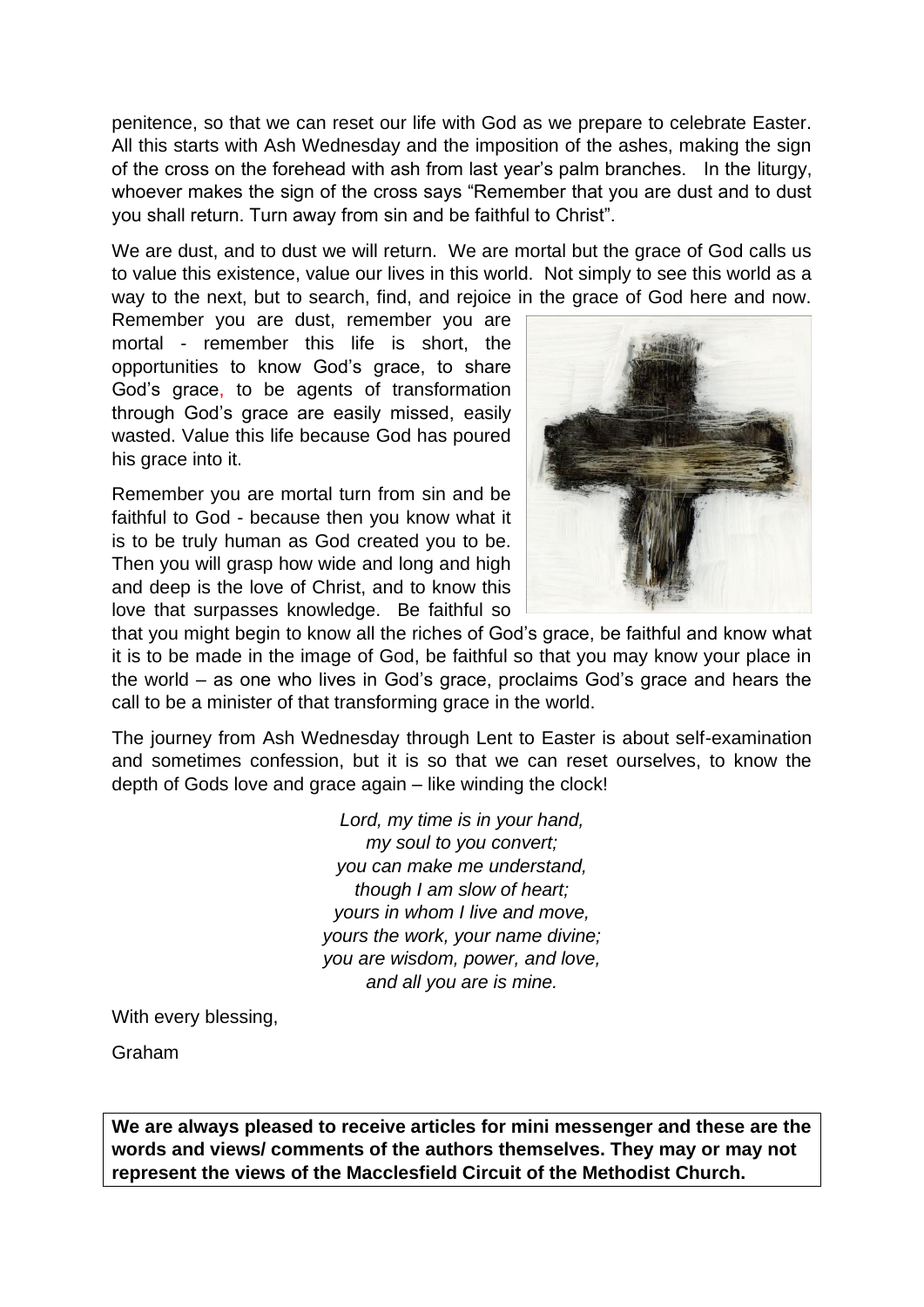penitence, so that we can reset our life with God as we prepare to celebrate Easter. All this starts with Ash Wednesday and the imposition of the ashes, making the sign of the cross on the forehead with ash from last year's palm branches. In the liturgy, whoever makes the sign of the cross says "Remember that you are dust and to dust you shall return. Turn away from sin and be faithful to Christ".

We are dust, and to dust we will return. We are mortal but the grace of God calls us to value this existence, value our lives in this world. Not simply to see this world as a way to the next, but to search, find, and rejoice in the grace of God here and now. Remember you are dust, remember you are mortal - remember this life is short, the opportunities to know God's grace, to share God's grace, to be agents of transformation through God's grace are easily missed, easily wasted. Value this life because God has poured his grace into it.

Remember you are mortal turn from sin and be faithful to God - because then you know what it is to be truly human as God created you to be. Then you will grasp how wide and long and high and deep is the love of Christ, and to know this love that surpasses knowledge. Be faithful so that you might begin to know all the riches of God's grace, be faithful and know what it is to be made in the image of God, be faithful so that you may know your place in the world – as one who lives in God's grace, proclaims God's grace and hears the call to be a minister of that transforming grace in the world.

The journey from Ash Wednesday through Lent to Easter is about self-examination and sometimes confession, but it is so that we can reset ourselves, to know the depth of Gods love and grace again – like winding the clock!

*Lord, my time is in your hand,*
*my soul to you convert;*
*you can make me understand,*
*though I am slow of heart;*
*yours in whom I live and move,*
*yours the work, your name divine;*
*you are wisdom, power, and love,*
*and all you are is mine.*

With every blessing,

Graham

**We are always pleased to receive articles for mini messenger and these are the words and views/ comments of the authors themselves. They may or may not represent the views of the Macclesfield Circuit of the Methodist Church.**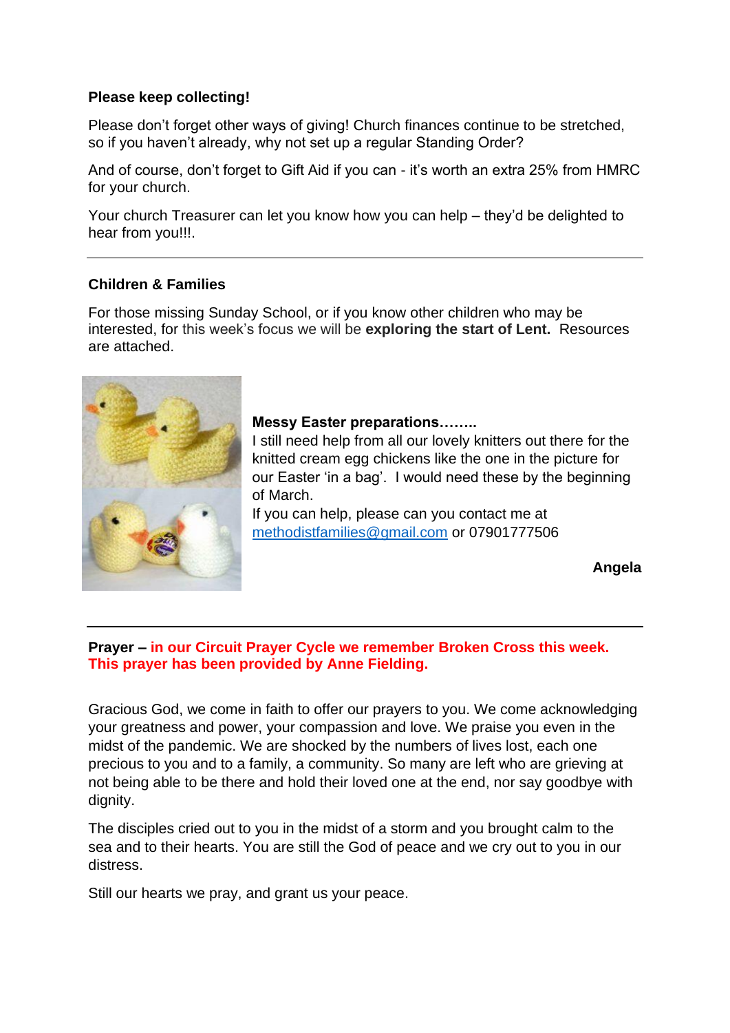**Please keep collecting!**

Please don't forget other ways of giving! Church finances continue to be stretched, so if you haven't already, why not set up a regular Standing Order?

And of course, don't forget to Gift Aid if you can - it's worth an extra 25% from HMRC for your church.

Your church Treasurer can let you know how you can help – they'd be delighted to hear from you!!!.

---

**Children & Families**

For those missing Sunday School, or if you know other children who may be interested, for this week's focus we will be **exploring the start of Lent.** Resources are attached.

**Messy Easter preparations……..**

I still need help from all our lovely knitters out there for the knitted cream egg chickens like the one in the picture for our Easter 'in a bag'. I would need these by the beginning of March.

If you can help, please can you contact me at methodistfamilies@gmail.com or 07901777506

**Angela**

---

**Prayer – in our Circuit Prayer Cycle we remember Broken Cross this week. This prayer has been provided by Anne Fielding.**

Gracious God, we come in faith to offer our prayers to you. We come acknowledging your greatness and power, your compassion and love. We praise you even in the midst of the pandemic. We are shocked by the numbers of lives lost, each one precious to you and to a family, a community. So many are left who are grieving at not being able to be there and hold their loved one at the end, nor say goodbye with dignity.

The disciples cried out to you in the midst of a storm and you brought calm to the sea and to their hearts. You are still the God of peace and we cry out to you in our distress.

Still our hearts we pray, and grant us your peace.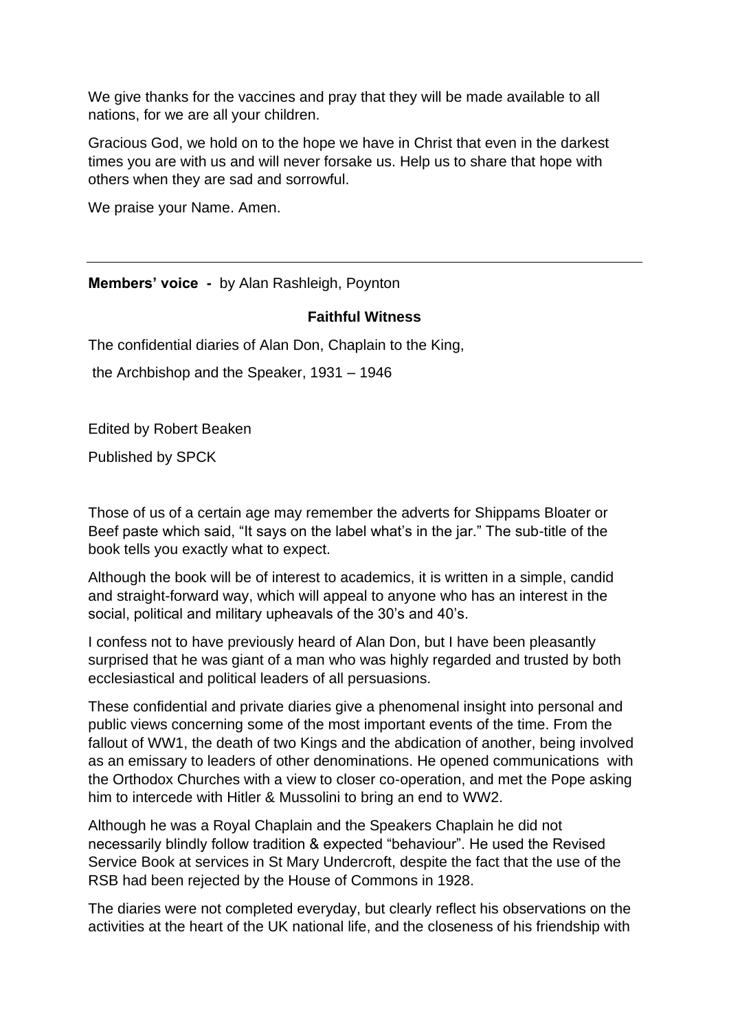We give thanks for the vaccines and pray that they will be made available to all nations, for we are all your children.

Gracious God, we hold on to the hope we have in Christ that even in the darkest times you are with us and will never forsake us. Help us to share that hope with others when they are sad and sorrowful.

We praise your Name. Amen.

---

**Members' voice -** by Alan Rashleigh, Poynton

**Faithful Witness**

The confidential diaries of Alan Don, Chaplain to the King,

the Archbishop and the Speaker, 1931 – 1946

Edited by Robert Beaken

Published by SPCK

Those of us of a certain age may remember the adverts for Shippams Bloater or Beef paste which said, "It says on the label what's in the jar." The sub-title of the book tells you exactly what to expect.

Although the book will be of interest to academics, it is written in a simple, candid and straight-forward way, which will appeal to anyone who has an interest in the social, political and military upheavals of the 30's and 40's.

I confess not to have previously heard of Alan Don, but I have been pleasantly surprised that he was giant of a man who was highly regarded and trusted by both ecclesiastical and political leaders of all persuasions.

These confidential and private diaries give a phenomenal insight into personal and public views concerning some of the most important events of the time. From the fallout of WW1, the death of two Kings and the abdication of another, being involved as an emissary to leaders of other denominations. He opened communications with the Orthodox Churches with a view to closer co-operation, and met the Pope asking him to intercede with Hitler & Mussolini to bring an end to WW2.

Although he was a Royal Chaplain and the Speakers Chaplain he did not necessarily blindly follow tradition & expected "behaviour". He used the Revised Service Book at services in St Mary Undercroft, despite the fact that the use of the RSB had been rejected by the House of Commons in 1928.

The diaries were not completed everyday, but clearly reflect his observations on the activities at the heart of the UK national life, and the closeness of his friendship with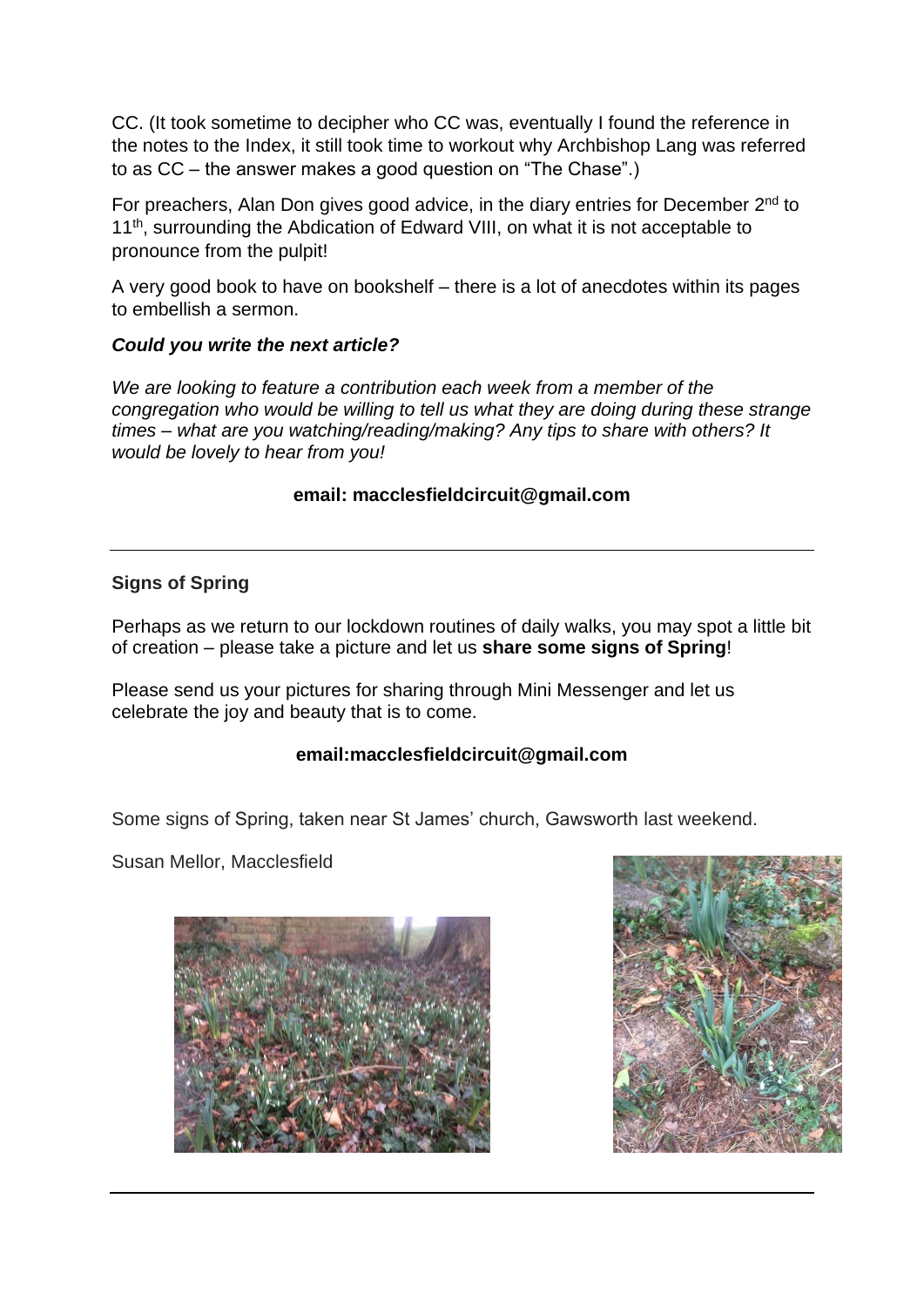CC. (It took sometime to decipher who CC was, eventually I found the reference in the notes to the Index, it still took time to workout why Archbishop Lang was referred to as CC – the answer makes a good question on "The Chase".)

For preachers, Alan Don gives good advice, in the diary entries for December 2nd to 11th, surrounding the Abdication of Edward VIII, on what it is not acceptable to pronounce from the pulpit!

A very good book to have on bookshelf – there is a lot of anecdotes within its pages to embellish a sermon.

***Could you write the next article?***

*We are looking to feature a contribution each week from a member of the congregation who would be willing to tell us what they are doing during these strange times – what are you watching/reading/making? Any tips to share with others? It would be lovely to hear from you!*

**email: macclesfieldcircuit@gmail.com**

---

**Signs of Spring**

Perhaps as we return to our lockdown routines of daily walks, you may spot a little bit of creation – please take a picture and let us **share some signs of Spring**!

Please send us your pictures for sharing through Mini Messenger and let us celebrate the joy and beauty that is to come.

**email:macclesfieldcircuit@gmail.com**

Some signs of Spring, taken near St James' church, Gawsworth last weekend.

Susan Mellor, Macclesfield

---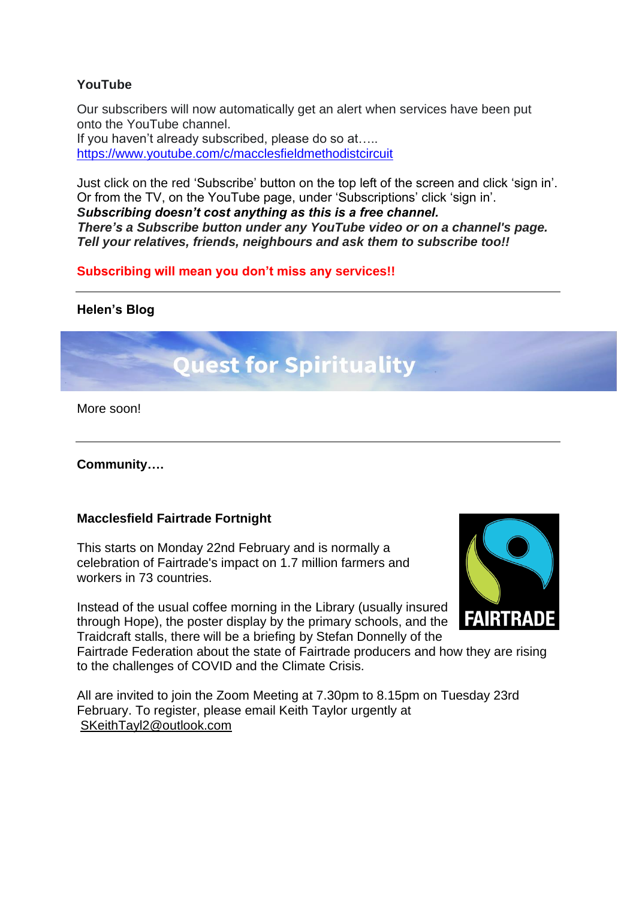### YouTube

Our subscribers will now automatically get an alert when services have been put onto the YouTube channel.
If you haven't already subscribed, please do so at…..
https://www.youtube.com/c/macclesfieldmethodistcircuit

Just click on the red 'Subscribe' button on the top left of the screen and click 'sign in'.
Or from the TV, on the YouTube page, under 'Subscriptions' click 'sign in'.
***Subscribing doesn't cost anything as this is a free channel.***
***There's a Subscribe button under any YouTube video or on a channel's page.***
***Tell your relatives, friends, neighbours and ask them to subscribe too!!***

**Subscribing will mean you don't miss any services!!**

---

### Helen's Blog

Quest for Spirituality

More soon!

---

### Community….

### Macclesfield Fairtrade Fortnight

This starts on Monday 22nd February and is normally a celebration of Fairtrade's impact on 1.7 million farmers and workers in 73 countries.

Instead of the usual coffee morning in the Library (usually insured through Hope), the poster display by the primary schools, and the Traidcraft stalls, there will be a briefing by Stefan Donnelly of the Fairtrade Federation about the state of Fairtrade producers and how they are rising to the challenges of COVID and the Climate Crisis.

All are invited to join the Zoom Meeting at 7.30pm to 8.15pm on Tuesday 23rd February. To register, please email Keith Taylor urgently at SKeithTayl2@outlook.com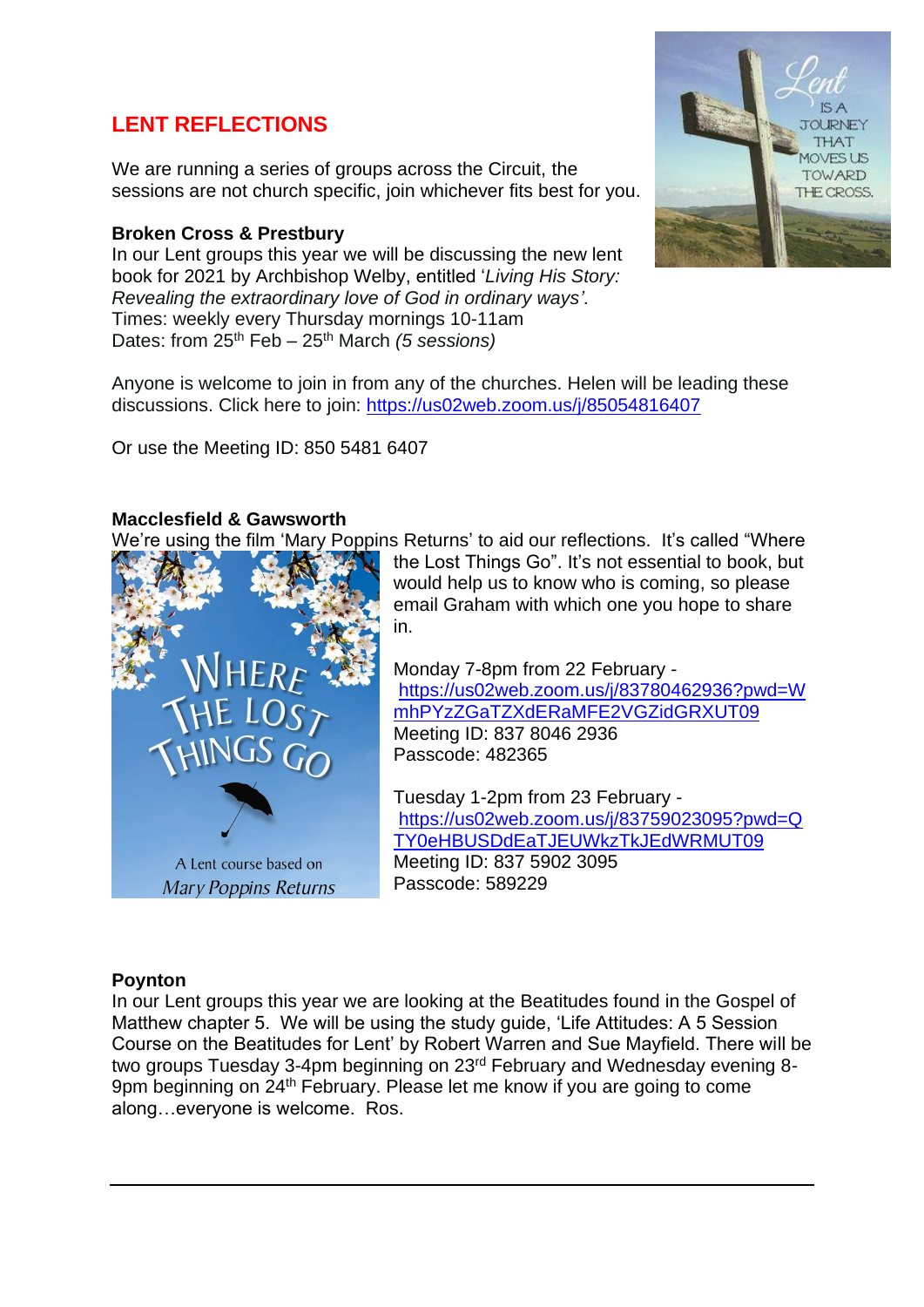## LENT REFLECTIONS

We are running a series of groups across the Circuit, the sessions are not church specific, join whichever fits best for you.

**Broken Cross & Prestbury**
In our Lent groups this year we will be discussing the new lent book for 2021 by Archbishop Welby, entitled '*Living His Story: Revealing the extraordinary love of God in ordinary ways'*.
Times: weekly every Thursday mornings 10-11am
Dates: from 25th Feb – 25th March *(5 sessions)*

Anyone is welcome to join in from any of the churches. Helen will be leading these discussions. Click here to join: https://us02web.zoom.us/j/85054816407

Or use the Meeting ID: 850 5481 6407

**Macclesfield & Gawsworth**
We're using the film 'Mary Poppins Returns' to aid our reflections. It's called "Where the Lost Things Go". It's not essential to book, but would help us to know who is coming, so please email Graham with which one you hope to share in.

Monday 7-8pm from 22 February -
https://us02web.zoom.us/j/83780462936?pwd=WmhPYzZGaTZXdERaMFE2VGZidGRXUT09
Meeting ID: 837 8046 2936
Passcode: 482365

Tuesday 1-2pm from 23 February -
https://us02web.zoom.us/j/83759023095?pwd=QTY0eHBUSDdEaTJEUWkzTkJEdWRMUT09
Meeting ID: 837 5902 3095
Passcode: 589229

**Poynton**
In our Lent groups this year we are looking at the Beatitudes found in the Gospel of Matthew chapter 5. We will be using the study guide, 'Life Attitudes: A 5 Session Course on the Beatitudes for Lent' by Robert Warren and Sue Mayfield. There will be two groups Tuesday 3-4pm beginning on 23rd February and Wednesday evening 8-9pm beginning on 24th February. Please let me know if you are going to come along…everyone is welcome. Ros.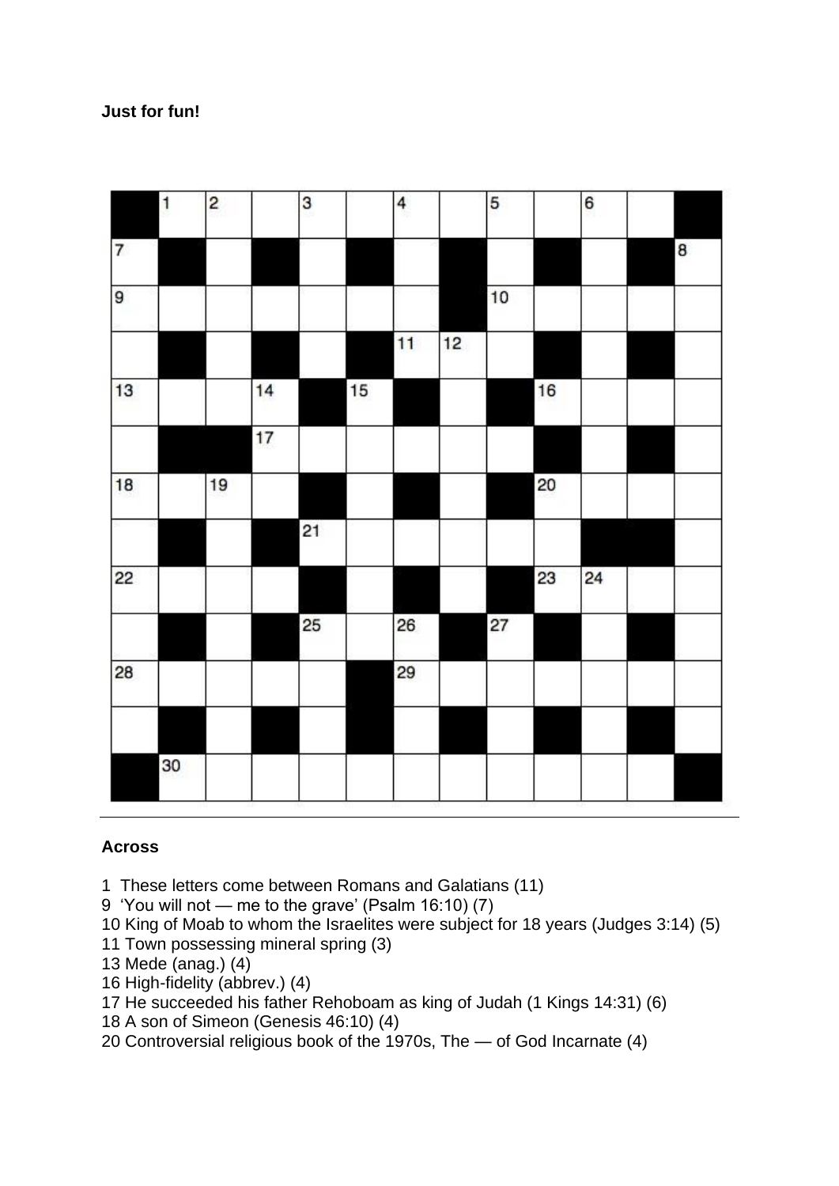**Just for fun!**

**Across**

1 These letters come between Romans and Galatians (11)
9 'You will not — me to the grave' (Psalm 16:10) (7)
10 King of Moab to whom the Israelites were subject for 18 years (Judges 3:14) (5)
11 Town possessing mineral spring (3)
13 Mede (anag.) (4)
16 High-fidelity (abbrev.) (4)
17 He succeeded his father Rehoboam as king of Judah (1 Kings 14:31) (6)
18 A son of Simeon (Genesis 46:10) (4)
20 Controversial religious book of the 1970s, The — of God Incarnate (4)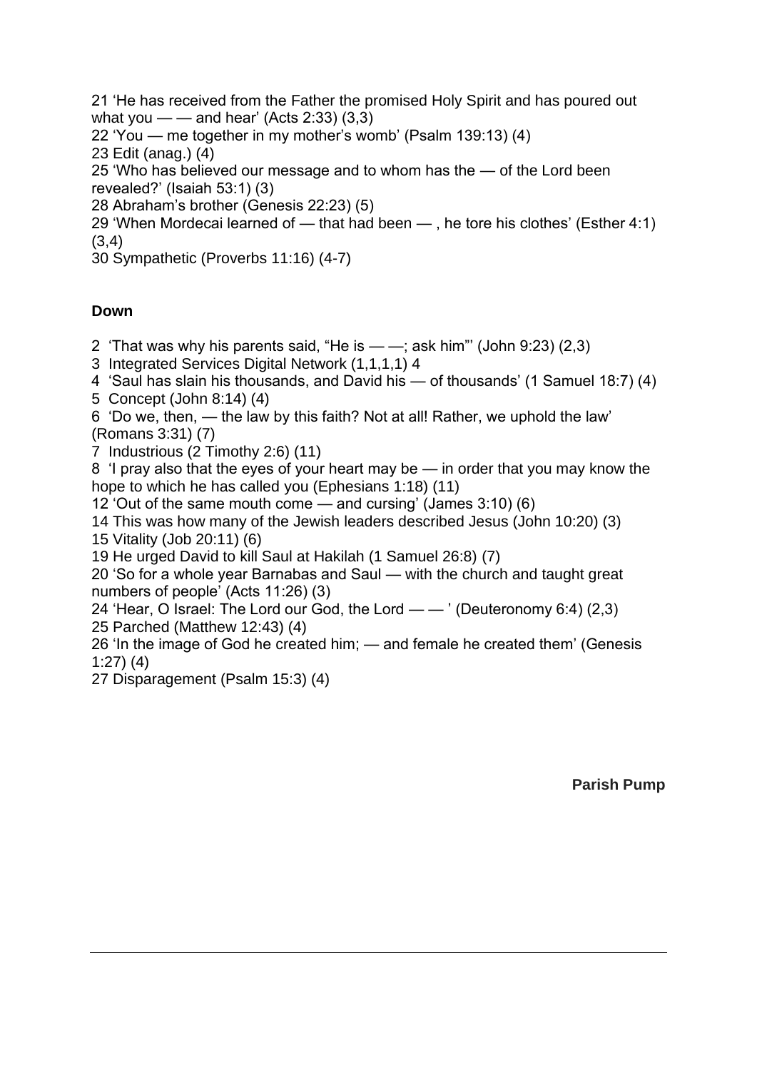21 'He has received from the Father the promised Holy Spirit and has poured out what you — — and hear' (Acts 2:33) (3,3)
22 'You — me together in my mother's womb' (Psalm 139:13) (4)
23 Edit (anag.) (4)
25 'Who has believed our message and to whom has the — of the Lord been revealed?' (Isaiah 53:1) (3)
28 Abraham's brother (Genesis 22:23) (5)
29 'When Mordecai learned of — that had been — , he tore his clothes' (Esther 4:1) (3,4)
30 Sympathetic (Proverbs 11:16) (4-7)

**Down**

2 'That was why his parents said, "He is — —; ask him"' (John 9:23) (2,3)
3 Integrated Services Digital Network (1,1,1,1) 4
4 'Saul has slain his thousands, and David his — of thousands' (1 Samuel 18:7) (4)
5 Concept (John 8:14) (4)
6 'Do we, then, — the law by this faith? Not at all! Rather, we uphold the law' (Romans 3:31) (7)
7 Industrious (2 Timothy 2:6) (11)
8 'I pray also that the eyes of your heart may be — in order that you may know the hope to which he has called you (Ephesians 1:18) (11)
12 'Out of the same mouth come — and cursing' (James 3:10) (6)
14 This was how many of the Jewish leaders described Jesus (John 10:20) (3)
15 Vitality (Job 20:11) (6)
19 He urged David to kill Saul at Hakilah (1 Samuel 26:8) (7)
20 'So for a whole year Barnabas and Saul — with the church and taught great numbers of people' (Acts 11:26) (3)
24 'Hear, O Israel: The Lord our God, the Lord — — ' (Deuteronomy 6:4) (2,3)
25 Parched (Matthew 12:43) (4)
26 'In the image of God he created him; — and female he created them' (Genesis 1:27) (4)
27 Disparagement (Psalm 15:3) (4)

**Parish Pump**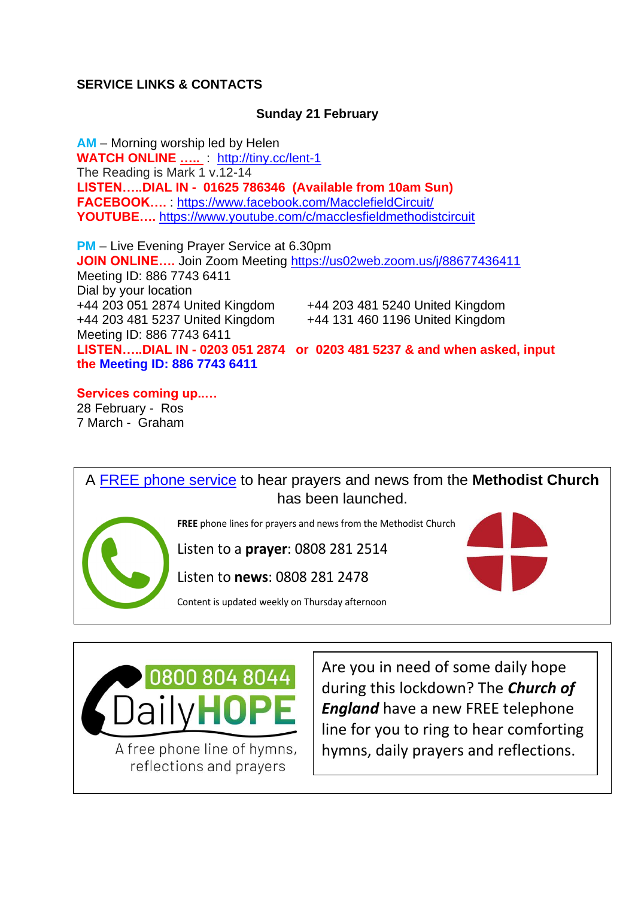**SERVICE LINKS & CONTACTS**

**Sunday 21 February**

**AM** – Morning worship led by Helen
**WATCH ONLINE …..** : http://tiny.cc/lent-1
The Reading is Mark 1 v.12-14
**LISTEN…..DIAL IN - 01625 786346 (Available from 10am Sun)**
**FACEBOOK….** : https://www.facebook.com/MacclefieldCircuit/
**YOUTUBE….** https://www.youtube.com/c/macclesfieldmethodistcircuit

**PM** – Live Evening Prayer Service at 6.30pm
**JOIN ONLINE….** Join Zoom Meeting https://us02web.zoom.us/j/88677436411
Meeting ID: 886 7743 6411
Dial by your location
+44 203 051 2874 United Kingdom
+44 203 481 5240 United Kingdom
+44 203 481 5237 United Kingdom
+44 131 460 1196 United Kingdom
Meeting ID: 886 7743 6411
**LISTEN…..DIAL IN - 0203 051 2874 or 0203 481 5237 & and when asked, input the Meeting ID: 886 7743 6411**

**Services coming up..…**
28 February - Ros
7 March - Graham

A FREE phone service to hear prayers and news from the **Methodist Church** has been launched.

**FREE** phone lines for prayers and news from the Methodist Church

Listen to a **prayer**: 0808 281 2514

Listen to **news**: 0808 281 2478

Content is updated weekly on Thursday afternoon

0800 804 8044
Daily**HOPE**
A free phone line of hymns, reflections and prayers

Are you in need of some daily hope during this lockdown? The ***Church of England*** have a new FREE telephone line for you to ring to hear comforting hymns, daily prayers and reflections.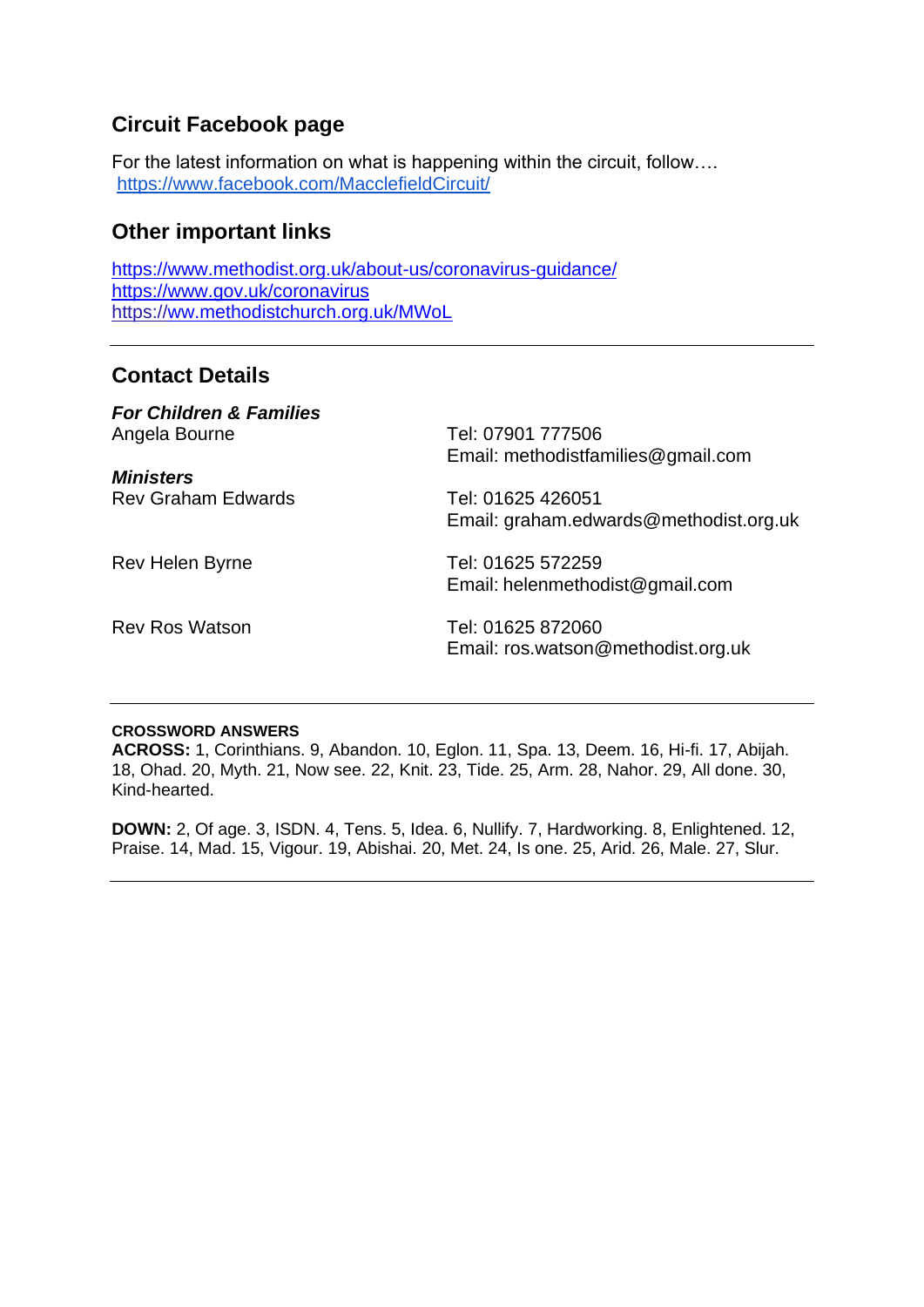## Circuit Facebook page

For the latest information on what is happening within the circuit, follow….
https://www.facebook.com/MacclefieldCircuit/

## Other important links

https://www.methodist.org.uk/about-us/coronavirus-guidance/
https://www.gov.uk/coronavirus
https://ww.methodistchurch.org.uk/MWoL

---

## Contact Details

***For Children & Families***

Angela Bourne — Tel: 07901 777506
Email: methodistfamilies@gmail.com

***Ministers***

Rev Graham Edwards — Tel: 01625 426051
Email: graham.edwards@methodist.org.uk

Rev Helen Byrne — Tel: 01625 572259
Email: helenmethodist@gmail.com

Rev Ros Watson — Tel: 01625 872060
Email: ros.watson@methodist.org.uk

---

**CROSSWORD ANSWERS**

**ACROSS:** 1, Corinthians. 9, Abandon. 10, Eglon. 11, Spa. 13, Deem. 16, Hi-fi. 17, Abijah. 18, Ohad. 20, Myth. 21, Now see. 22, Knit. 23, Tide. 25, Arm. 28, Nahor. 29, All done. 30, Kind-hearted.

**DOWN:** 2, Of age. 3, ISDN. 4, Tens. 5, Idea. 6, Nullify. 7, Hardworking. 8, Enlightened. 12, Praise. 14, Mad. 15, Vigour. 19, Abishai. 20, Met. 24, Is one. 25, Arid. 26, Male. 27, Slur.

---